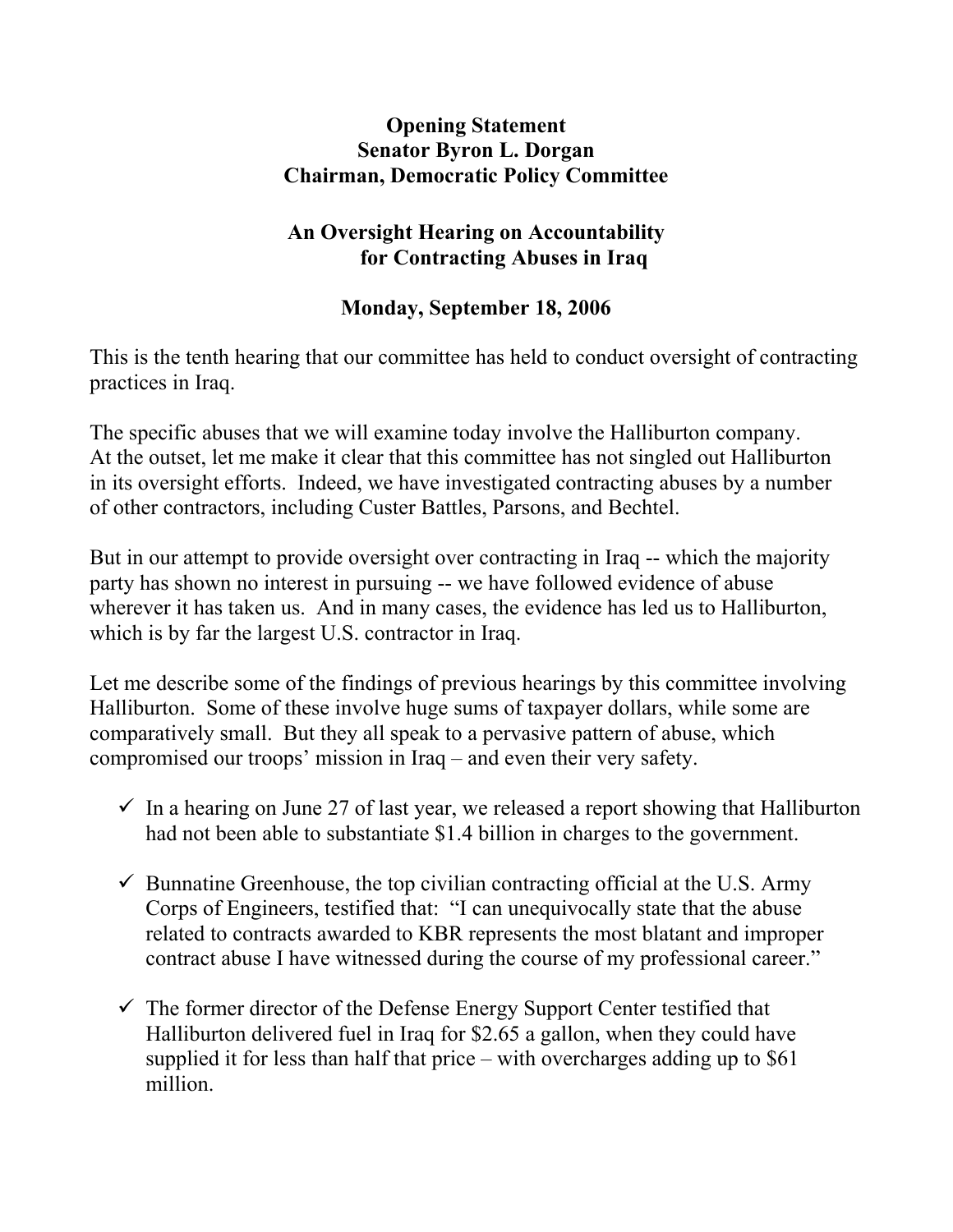**Opening Statement**
**Senator Byron L. Dorgan**
**Chairman, Democratic Policy Committee**

**An Oversight Hearing on Accountability for Contracting Abuses in Iraq**

**Monday, September 18, 2006**

This is the tenth hearing that our committee has held to conduct oversight of contracting practices in Iraq.

The specific abuses that we will examine today involve the Halliburton company. At the outset, let me make it clear that this committee has not singled out Halliburton in its oversight efforts. Indeed, we have investigated contracting abuses by a number of other contractors, including Custer Battles, Parsons, and Bechtel.

But in our attempt to provide oversight over contracting in Iraq -- which the majority party has shown no interest in pursuing -- we have followed evidence of abuse wherever it has taken us. And in many cases, the evidence has led us to Halliburton, which is by far the largest U.S. contractor in Iraq.

Let me describe some of the findings of previous hearings by this committee involving Halliburton. Some of these involve huge sums of taxpayer dollars, while some are comparatively small. But they all speak to a pervasive pattern of abuse, which compromised our troops' mission in Iraq – and even their very safety.

- ✓ In a hearing on June 27 of last year, we released a report showing that Halliburton had not been able to substantiate $1.4 billion in charges to the government.
- ✓ Bunnatine Greenhouse, the top civilian contracting official at the U.S. Army Corps of Engineers, testified that: "I can unequivocally state that the abuse related to contracts awarded to KBR represents the most blatant and improper contract abuse I have witnessed during the course of my professional career."
- ✓ The former director of the Defense Energy Support Center testified that Halliburton delivered fuel in Iraq for $2.65 a gallon, when they could have supplied it for less than half that price – with overcharges adding up to $61 million.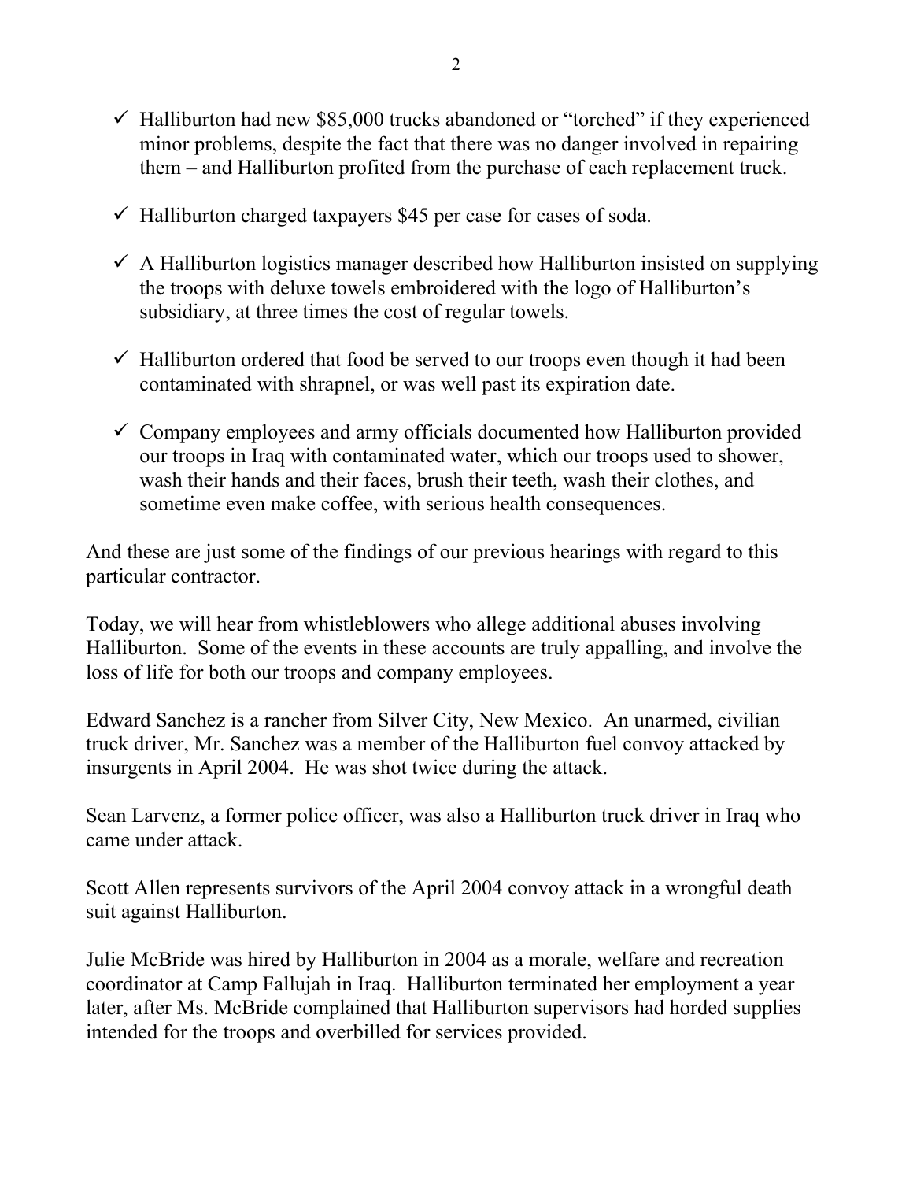- ✓ Halliburton had new $85,000 trucks abandoned or "torched" if they experienced minor problems, despite the fact that there was no danger involved in repairing them – and Halliburton profited from the purchase of each replacement truck.

- ✓ Halliburton charged taxpayers $45 per case for cases of soda.

- ✓ A Halliburton logistics manager described how Halliburton insisted on supplying the troops with deluxe towels embroidered with the logo of Halliburton's subsidiary, at three times the cost of regular towels.

- ✓ Halliburton ordered that food be served to our troops even though it had been contaminated with shrapnel, or was well past its expiration date.

- ✓ Company employees and army officials documented how Halliburton provided our troops in Iraq with contaminated water, which our troops used to shower, wash their hands and their faces, brush their teeth, wash their clothes, and sometime even make coffee, with serious health consequences.

And these are just some of the findings of our previous hearings with regard to this particular contractor.

Today, we will hear from whistleblowers who allege additional abuses involving Halliburton. Some of the events in these accounts are truly appalling, and involve the loss of life for both our troops and company employees.

Edward Sanchez is a rancher from Silver City, New Mexico. An unarmed, civilian truck driver, Mr. Sanchez was a member of the Halliburton fuel convoy attacked by insurgents in April 2004. He was shot twice during the attack.

Sean Larvenz, a former police officer, was also a Halliburton truck driver in Iraq who came under attack.

Scott Allen represents survivors of the April 2004 convoy attack in a wrongful death suit against Halliburton.

Julie McBride was hired by Halliburton in 2004 as a morale, welfare and recreation coordinator at Camp Fallujah in Iraq. Halliburton terminated her employment a year later, after Ms. McBride complained that Halliburton supervisors had horded supplies intended for the troops and overbilled for services provided.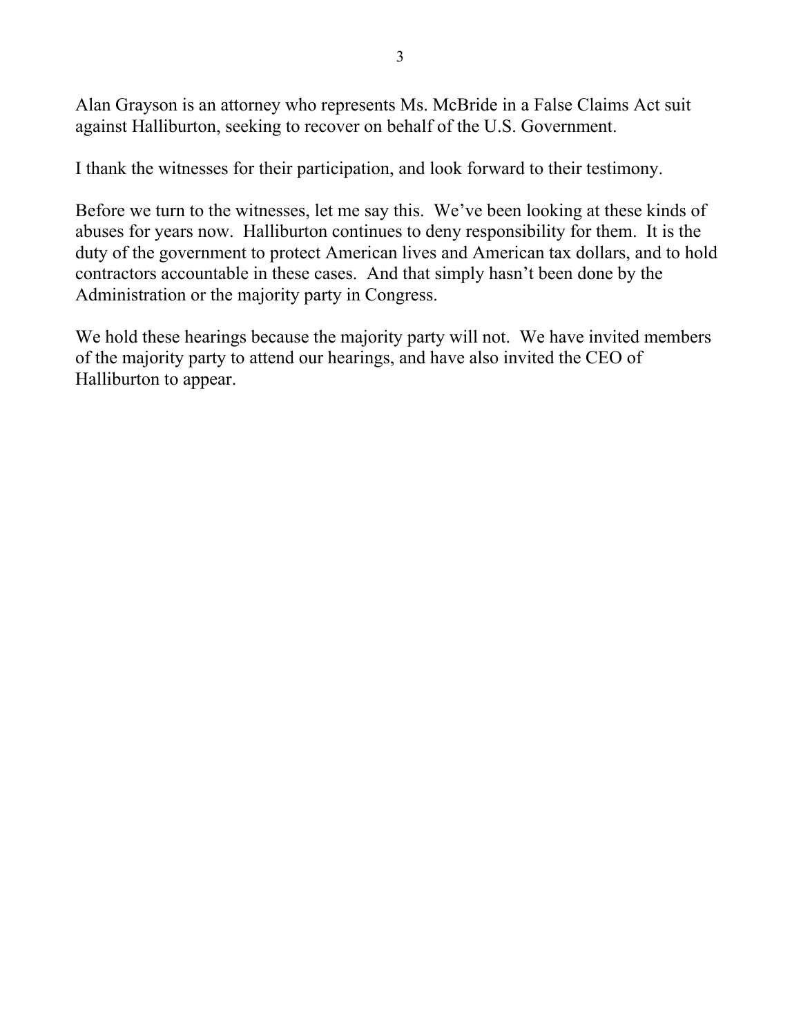Alan Grayson is an attorney who represents Ms. McBride in a False Claims Act suit against Halliburton, seeking to recover on behalf of the U.S. Government.

I thank the witnesses for their participation, and look forward to their testimony.

Before we turn to the witnesses, let me say this. We've been looking at these kinds of abuses for years now. Halliburton continues to deny responsibility for them. It is the duty of the government to protect American lives and American tax dollars, and to hold contractors accountable in these cases. And that simply hasn't been done by the Administration or the majority party in Congress.

We hold these hearings because the majority party will not. We have invited members of the majority party to attend our hearings, and have also invited the CEO of Halliburton to appear.